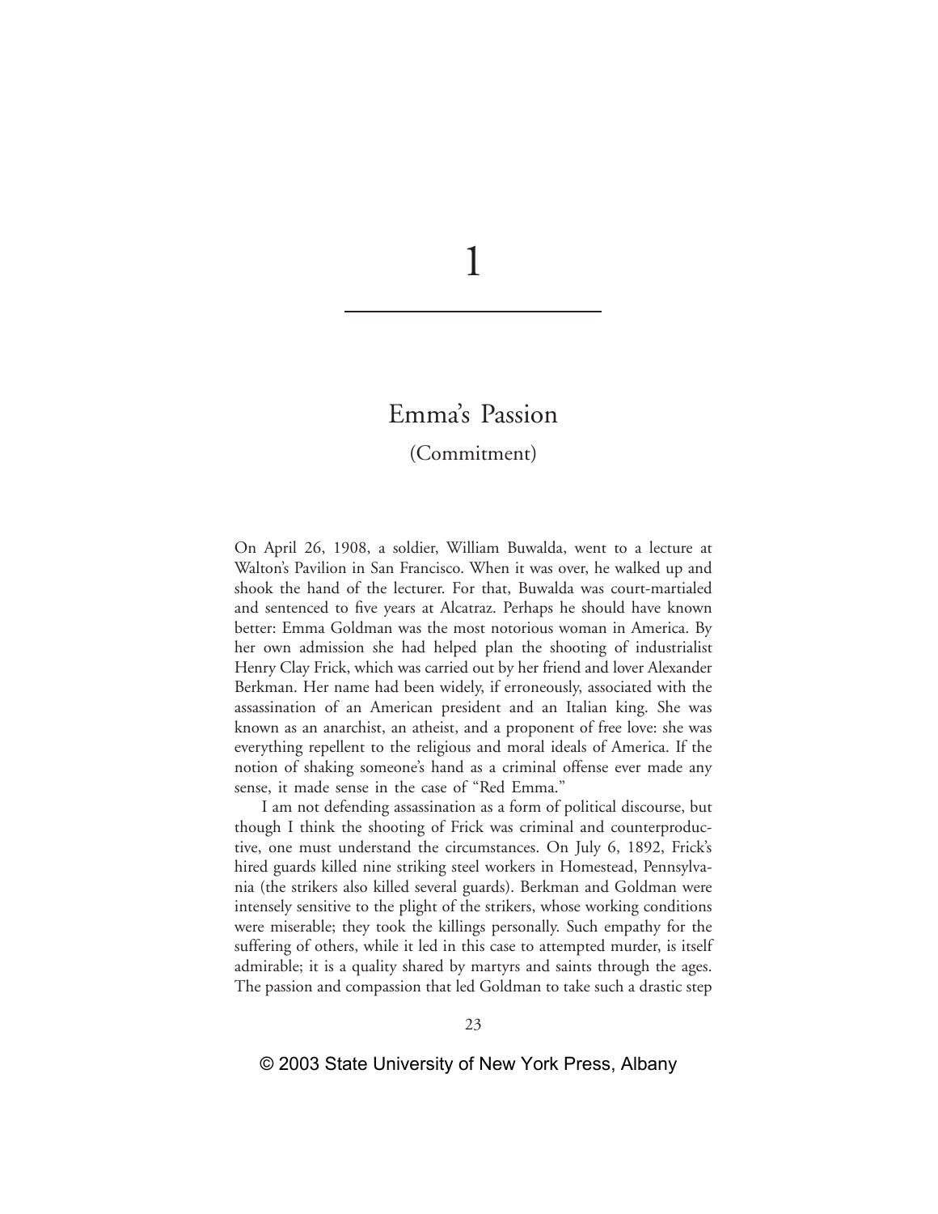# 1

## Emma's Passion

### (Commitment)

On April 26, 1908, a soldier, William Buwalda, went to a lecture at Walton's Pavilion in San Francisco. When it was over, he walked up and shook the hand of the lecturer. For that, Buwalda was court-martialed and sentenced to five years at Alcatraz. Perhaps he should have known better: Emma Goldman was the most notorious woman in America. By her own admission she had helped plan the shooting of industrialist Henry Clay Frick, which was carried out by her friend and lover Alexander Berkman. Her name had been widely, if erroneously, associated with the assassination of an American president and an Italian king. She was known as an anarchist, an atheist, and a proponent of free love: she was everything repellent to the religious and moral ideals of America. If the notion of shaking someone's hand as a criminal offense ever made any sense, it made sense in the case of "Red Emma."

I am not defending assassination as a form of political discourse, but though I think the shooting of Frick was criminal and counterproductive, one must understand the circumstances. On July 6, 1892, Frick's hired guards killed nine striking steel workers in Homestead, Pennsylvania (the strikers also killed several guards). Berkman and Goldman were intensely sensitive to the plight of the strikers, whose working conditions were miserable; they took the killings personally. Such empathy for the suffering of others, while it led in this case to attempted murder, is itself admirable; it is a quality shared by martyrs and saints through the ages. The passion and compassion that led Goldman to take such a drastic step

© 2003 State University of New York Press, Albany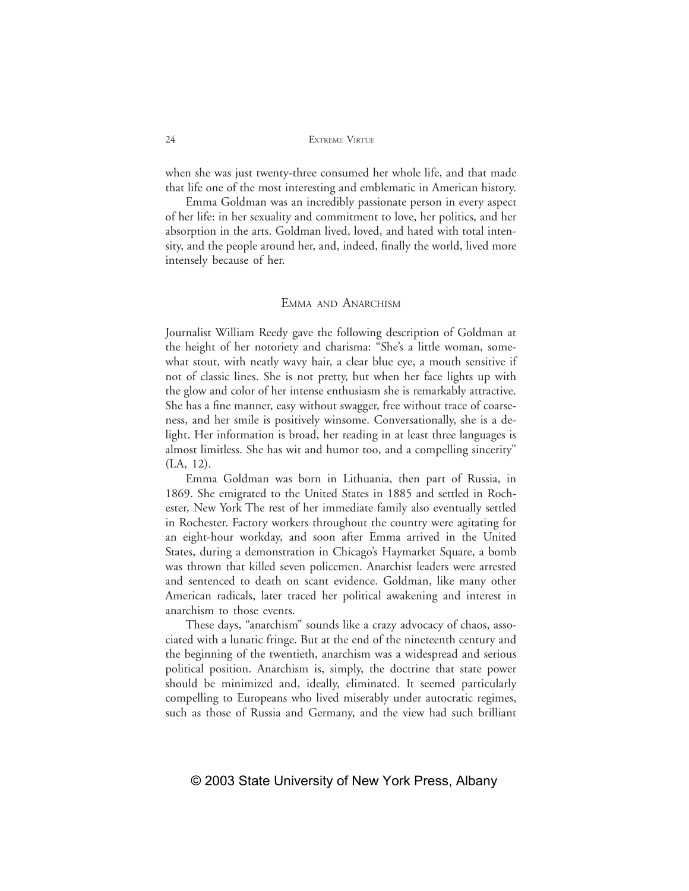when she was just twenty-three consumed her whole life, and that made that life one of the most interesting and emblematic in American history.

Emma Goldman was an incredibly passionate person in every aspect of her life: in her sexuality and commitment to love, her politics, and her absorption in the arts. Goldman lived, loved, and hated with total intensity, and the people around her, and, indeed, finally the world, lived more intensely because of her.

## Emma and Anarchism

Journalist William Reedy gave the following description of Goldman at the height of her notoriety and charisma: "She's a little woman, somewhat stout, with neatly wavy hair, a clear blue eye, a mouth sensitive if not of classic lines. She is not pretty, but when her face lights up with the glow and color of her intense enthusiasm she is remarkably attractive. She has a fine manner, easy without swagger, free without trace of coarseness, and her smile is positively winsome. Conversationally, she is a delight. Her information is broad, her reading in at least three languages is almost limitless. She has wit and humor too, and a compelling sincerity" (LA, 12).

Emma Goldman was born in Lithuania, then part of Russia, in 1869. She emigrated to the United States in 1885 and settled in Rochester, New York The rest of her immediate family also eventually settled in Rochester. Factory workers throughout the country were agitating for an eight-hour workday, and soon after Emma arrived in the United States, during a demonstration in Chicago's Haymarket Square, a bomb was thrown that killed seven policemen. Anarchist leaders were arrested and sentenced to death on scant evidence. Goldman, like many other American radicals, later traced her political awakening and interest in anarchism to those events.

These days, "anarchism" sounds like a crazy advocacy of chaos, associated with a lunatic fringe. But at the end of the nineteenth century and the beginning of the twentieth, anarchism was a widespread and serious political position. Anarchism is, simply, the doctrine that state power should be minimized and, ideally, eliminated. It seemed particularly compelling to Europeans who lived miserably under autocratic regimes, such as those of Russia and Germany, and the view had such brilliant

© 2003 State University of New York Press, Albany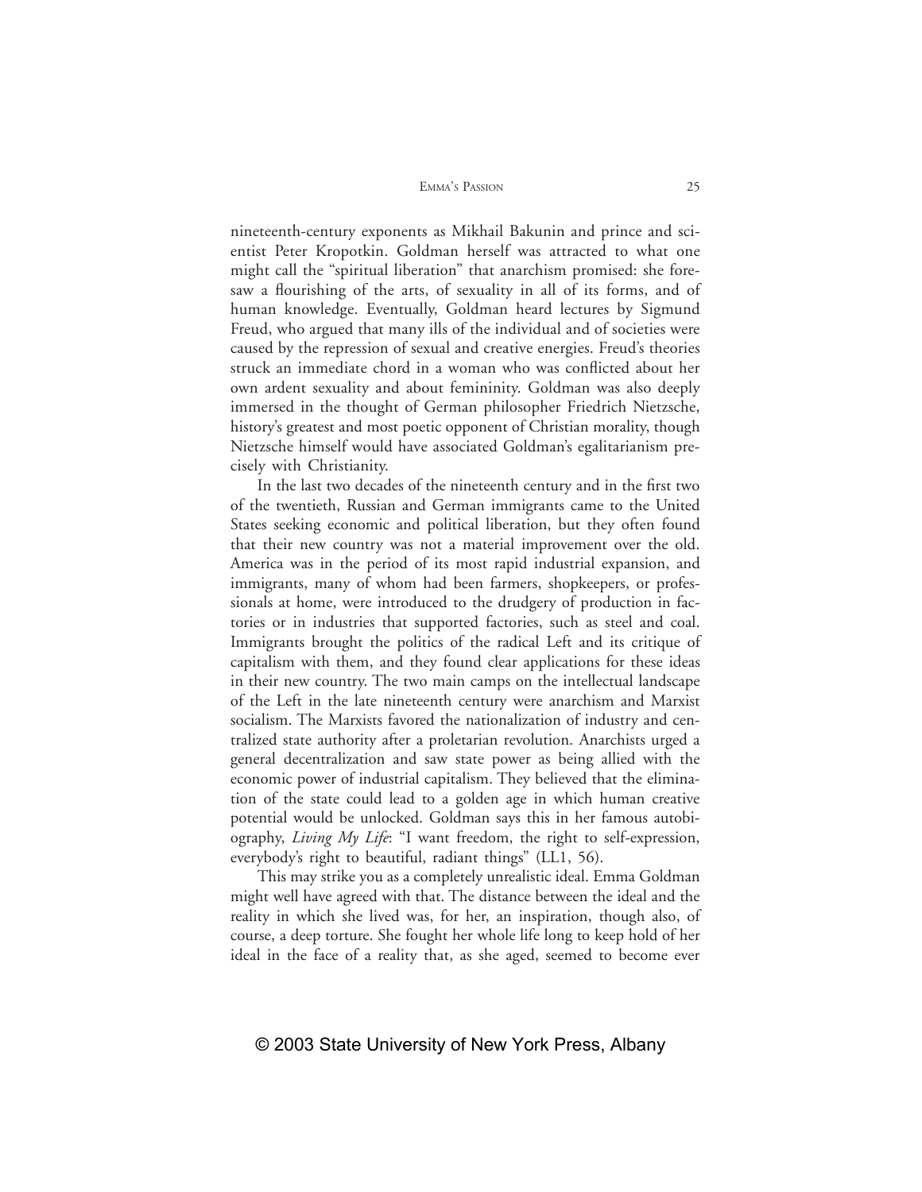nineteenth-century exponents as Mikhail Bakunin and prince and scientist Peter Kropotkin. Goldman herself was attracted to what one might call the "spiritual liberation" that anarchism promised: she foresaw a flourishing of the arts, of sexuality in all of its forms, and of human knowledge. Eventually, Goldman heard lectures by Sigmund Freud, who argued that many ills of the individual and of societies were caused by the repression of sexual and creative energies. Freud's theories struck an immediate chord in a woman who was conflicted about her own ardent sexuality and about femininity. Goldman was also deeply immersed in the thought of German philosopher Friedrich Nietzsche, history's greatest and most poetic opponent of Christian morality, though Nietzsche himself would have associated Goldman's egalitarianism precisely with Christianity.

In the last two decades of the nineteenth century and in the first two of the twentieth, Russian and German immigrants came to the United States seeking economic and political liberation, but they often found that their new country was not a material improvement over the old. America was in the period of its most rapid industrial expansion, and immigrants, many of whom had been farmers, shopkeepers, or professionals at home, were introduced to the drudgery of production in factories or in industries that supported factories, such as steel and coal. Immigrants brought the politics of the radical Left and its critique of capitalism with them, and they found clear applications for these ideas in their new country. The two main camps on the intellectual landscape of the Left in the late nineteenth century were anarchism and Marxist socialism. The Marxists favored the nationalization of industry and centralized state authority after a proletarian revolution. Anarchists urged a general decentralization and saw state power as being allied with the economic power of industrial capitalism. They believed that the elimination of the state could lead to a golden age in which human creative potential would be unlocked. Goldman says this in her famous autobiography, *Living My Life*: "I want freedom, the right to self-expression, everybody's right to beautiful, radiant things" (LL1, 56).

This may strike you as a completely unrealistic ideal. Emma Goldman might well have agreed with that. The distance between the ideal and the reality in which she lived was, for her, an inspiration, though also, of course, a deep torture. She fought her whole life long to keep hold of her ideal in the face of a reality that, as she aged, seemed to become ever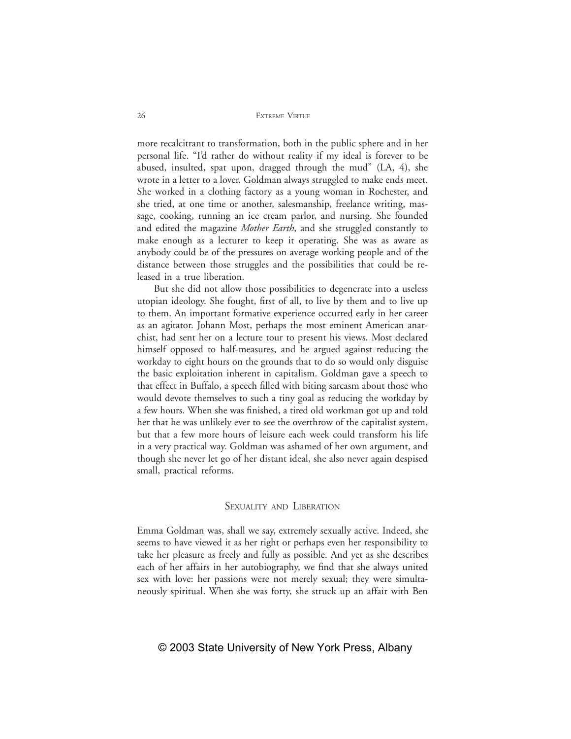more recalcitrant to transformation, both in the public sphere and in her personal life. "I'd rather do without reality if my ideal is forever to be abused, insulted, spat upon, dragged through the mud" (LA, 4), she wrote in a letter to a lover. Goldman always struggled to make ends meet. She worked in a clothing factory as a young woman in Rochester, and she tried, at one time or another, salesmanship, freelance writing, massage, cooking, running an ice cream parlor, and nursing. She founded and edited the magazine *Mother Earth*, and she struggled constantly to make enough as a lecturer to keep it operating. She was as aware as anybody could be of the pressures on average working people and of the distance between those struggles and the possibilities that could be released in a true liberation.

But she did not allow those possibilities to degenerate into a useless utopian ideology. She fought, first of all, to live by them and to live up to them. An important formative experience occurred early in her career as an agitator. Johann Most, perhaps the most eminent American anarchist, had sent her on a lecture tour to present his views. Most declared himself opposed to half-measures, and he argued against reducing the workday to eight hours on the grounds that to do so would only disguise the basic exploitation inherent in capitalism. Goldman gave a speech to that effect in Buffalo, a speech filled with biting sarcasm about those who would devote themselves to such a tiny goal as reducing the workday by a few hours. When she was finished, a tired old workman got up and told her that he was unlikely ever to see the overthrow of the capitalist system, but that a few more hours of leisure each week could transform his life in a very practical way. Goldman was ashamed of her own argument, and though she never let go of her distant ideal, she also never again despised small, practical reforms.

## Sexuality and Liberation

Emma Goldman was, shall we say, extremely sexually active. Indeed, she seems to have viewed it as her right or perhaps even her responsibility to take her pleasure as freely and fully as possible. And yet as she describes each of her affairs in her autobiography, we find that she always united sex with love: her passions were not merely sexual; they were simultaneously spiritual. When she was forty, she struck up an affair with Ben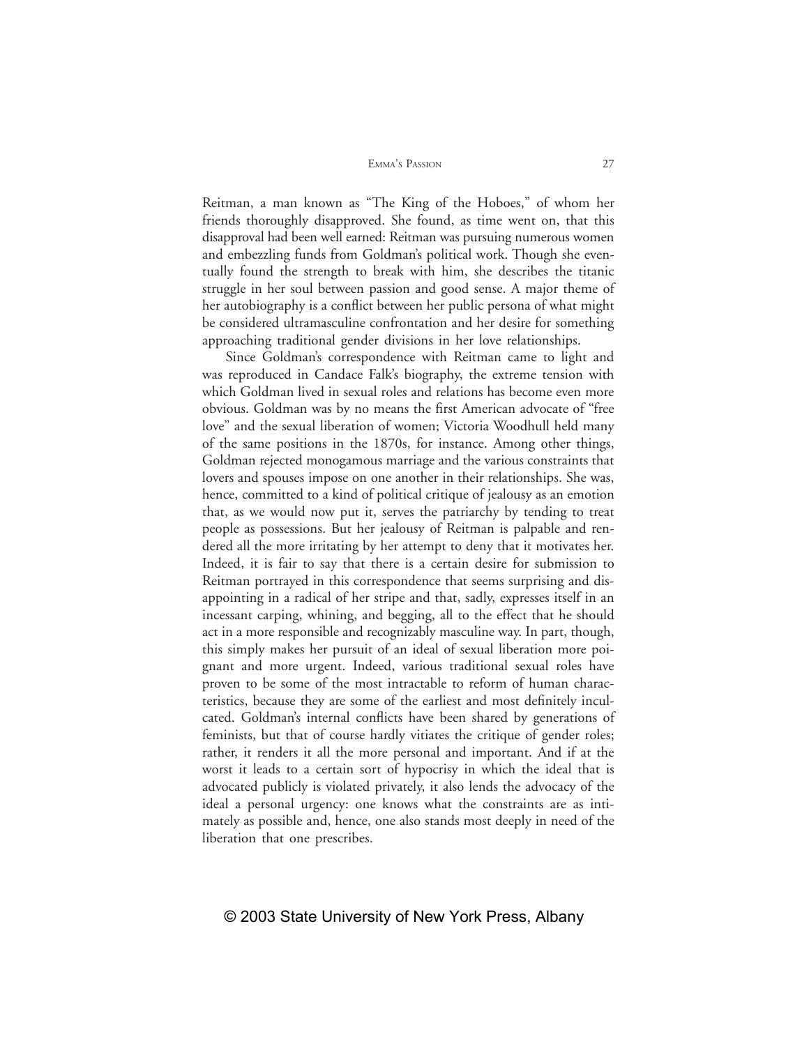Reitman, a man known as "The King of the Hoboes," of whom her friends thoroughly disapproved. She found, as time went on, that this disapproval had been well earned: Reitman was pursuing numerous women and embezzling funds from Goldman's political work. Though she eventually found the strength to break with him, she describes the titanic struggle in her soul between passion and good sense. A major theme of her autobiography is a conflict between her public persona of what might be considered ultramasculine confrontation and her desire for something approaching traditional gender divisions in her love relationships.

Since Goldman's correspondence with Reitman came to light and was reproduced in Candace Falk's biography, the extreme tension with which Goldman lived in sexual roles and relations has become even more obvious. Goldman was by no means the first American advocate of "free love" and the sexual liberation of women; Victoria Woodhull held many of the same positions in the 1870s, for instance. Among other things, Goldman rejected monogamous marriage and the various constraints that lovers and spouses impose on one another in their relationships. She was, hence, committed to a kind of political critique of jealousy as an emotion that, as we would now put it, serves the patriarchy by tending to treat people as possessions. But her jealousy of Reitman is palpable and rendered all the more irritating by her attempt to deny that it motivates her. Indeed, it is fair to say that there is a certain desire for submission to Reitman portrayed in this correspondence that seems surprising and disappointing in a radical of her stripe and that, sadly, expresses itself in an incessant carping, whining, and begging, all to the effect that he should act in a more responsible and recognizably masculine way. In part, though, this simply makes her pursuit of an ideal of sexual liberation more poignant and more urgent. Indeed, various traditional sexual roles have proven to be some of the most intractable to reform of human characteristics, because they are some of the earliest and most definitely inculcated. Goldman's internal conflicts have been shared by generations of feminists, but that of course hardly vitiates the critique of gender roles; rather, it renders it all the more personal and important. And if at the worst it leads to a certain sort of hypocrisy in which the ideal that is advocated publicly is violated privately, it also lends the advocacy of the ideal a personal urgency: one knows what the constraints are as intimately as possible and, hence, one also stands most deeply in need of the liberation that one prescribes.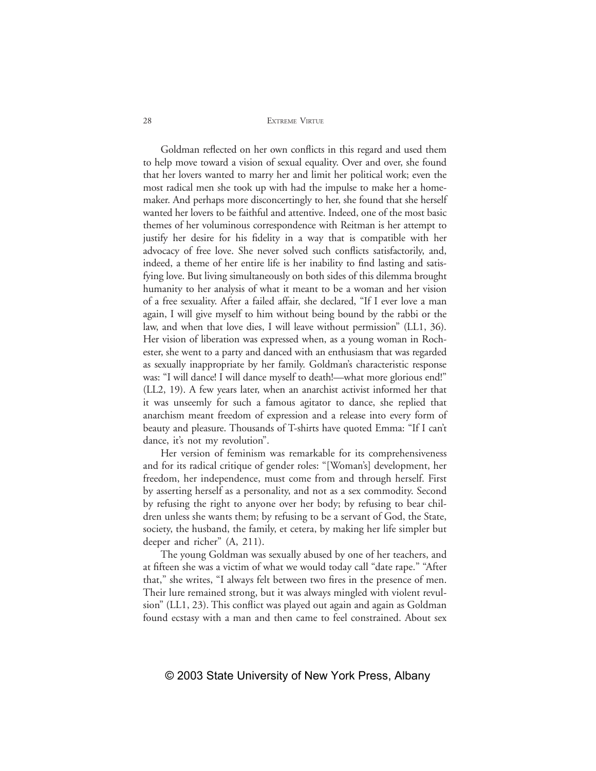Goldman reflected on her own conflicts in this regard and used them to help move toward a vision of sexual equality. Over and over, she found that her lovers wanted to marry her and limit her political work; even the most radical men she took up with had the impulse to make her a homemaker. And perhaps more disconcertingly to her, she found that she herself wanted her lovers to be faithful and attentive. Indeed, one of the most basic themes of her voluminous correspondence with Reitman is her attempt to justify her desire for his fidelity in a way that is compatible with her advocacy of free love. She never solved such conflicts satisfactorily, and, indeed, a theme of her entire life is her inability to find lasting and satisfying love. But living simultaneously on both sides of this dilemma brought humanity to her analysis of what it meant to be a woman and her vision of a free sexuality. After a failed affair, she declared, "If I ever love a man again, I will give myself to him without being bound by the rabbi or the law, and when that love dies, I will leave without permission" (LL1, 36). Her vision of liberation was expressed when, as a young woman in Rochester, she went to a party and danced with an enthusiasm that was regarded as sexually inappropriate by her family. Goldman's characteristic response was: "I will dance! I will dance myself to death!—what more glorious end!" (LL2, 19). A few years later, when an anarchist activist informed her that it was unseemly for such a famous agitator to dance, she replied that anarchism meant freedom of expression and a release into every form of beauty and pleasure. Thousands of T-shirts have quoted Emma: "If I can't dance, it's not my revolution".

Her version of feminism was remarkable for its comprehensiveness and for its radical critique of gender roles: "[Woman's] development, her freedom, her independence, must come from and through herself. First by asserting herself as a personality, and not as a sex commodity. Second by refusing the right to anyone over her body; by refusing to bear children unless she wants them; by refusing to be a servant of God, the State, society, the husband, the family, et cetera, by making her life simpler but deeper and richer" (A, 211).

The young Goldman was sexually abused by one of her teachers, and at fifteen she was a victim of what we would today call "date rape." "After that," she writes, "I always felt between two fires in the presence of men. Their lure remained strong, but it was always mingled with violent revulsion" (LL1, 23). This conflict was played out again and again as Goldman found ecstasy with a man and then came to feel constrained. About sex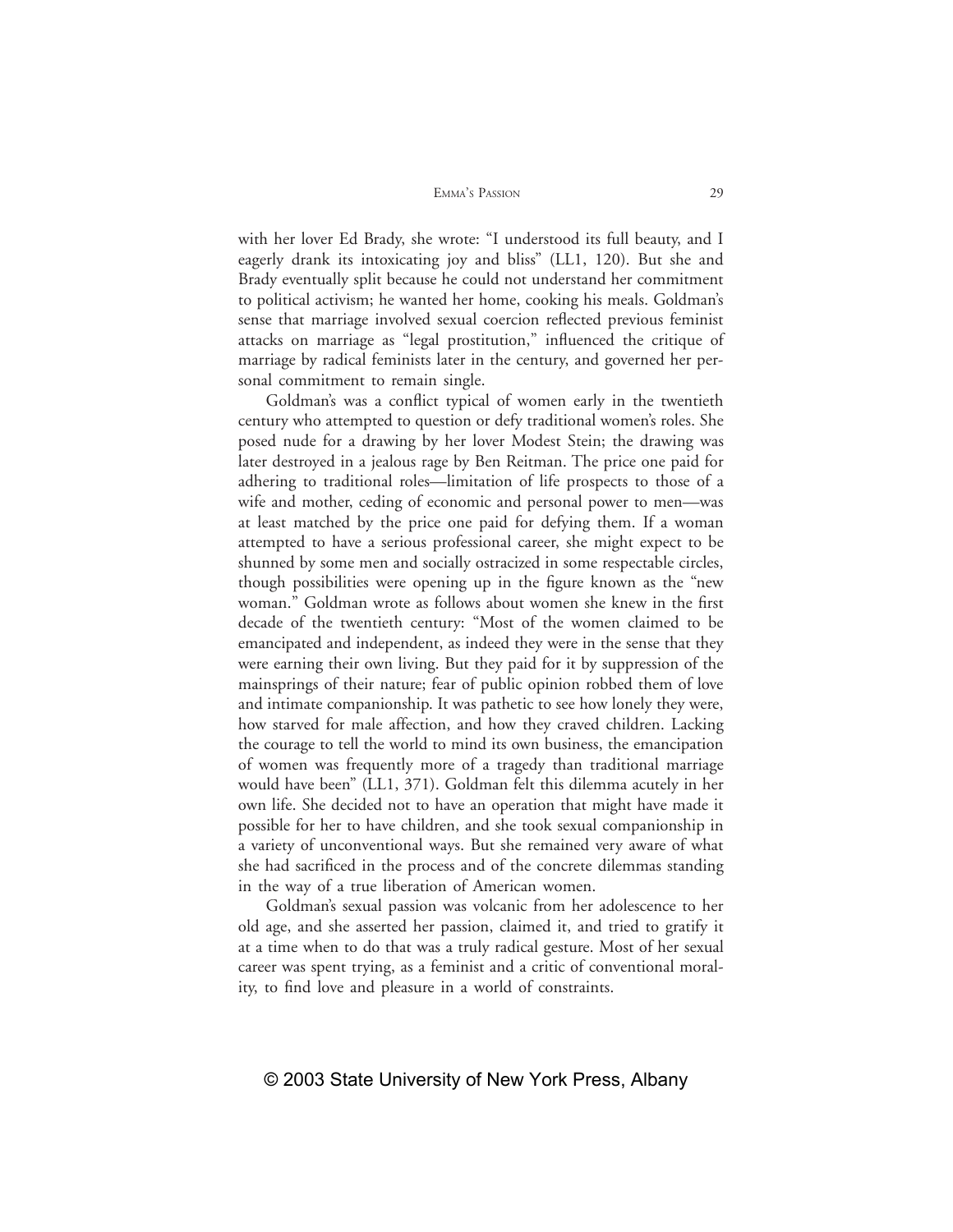with her lover Ed Brady, she wrote: "I understood its full beauty, and I eagerly drank its intoxicating joy and bliss" (LL1, 120). But she and Brady eventually split because he could not understand her commitment to political activism; he wanted her home, cooking his meals. Goldman's sense that marriage involved sexual coercion reflected previous feminist attacks on marriage as "legal prostitution," influenced the critique of marriage by radical feminists later in the century, and governed her personal commitment to remain single.

Goldman's was a conflict typical of women early in the twentieth century who attempted to question or defy traditional women's roles. She posed nude for a drawing by her lover Modest Stein; the drawing was later destroyed in a jealous rage by Ben Reitman. The price one paid for adhering to traditional roles—limitation of life prospects to those of a wife and mother, ceding of economic and personal power to men—was at least matched by the price one paid for defying them. If a woman attempted to have a serious professional career, she might expect to be shunned by some men and socially ostracized in some respectable circles, though possibilities were opening up in the figure known as the "new woman." Goldman wrote as follows about women she knew in the first decade of the twentieth century: "Most of the women claimed to be emancipated and independent, as indeed they were in the sense that they were earning their own living. But they paid for it by suppression of the mainsprings of their nature; fear of public opinion robbed them of love and intimate companionship. It was pathetic to see how lonely they were, how starved for male affection, and how they craved children. Lacking the courage to tell the world to mind its own business, the emancipation of women was frequently more of a tragedy than traditional marriage would have been" (LL1, 371). Goldman felt this dilemma acutely in her own life. She decided not to have an operation that might have made it possible for her to have children, and she took sexual companionship in a variety of unconventional ways. But she remained very aware of what she had sacrificed in the process and of the concrete dilemmas standing in the way of a true liberation of American women.

Goldman's sexual passion was volcanic from her adolescence to her old age, and she asserted her passion, claimed it, and tried to gratify it at a time when to do that was a truly radical gesture. Most of her sexual career was spent trying, as a feminist and a critic of conventional morality, to find love and pleasure in a world of constraints.

© 2003 State University of New York Press, Albany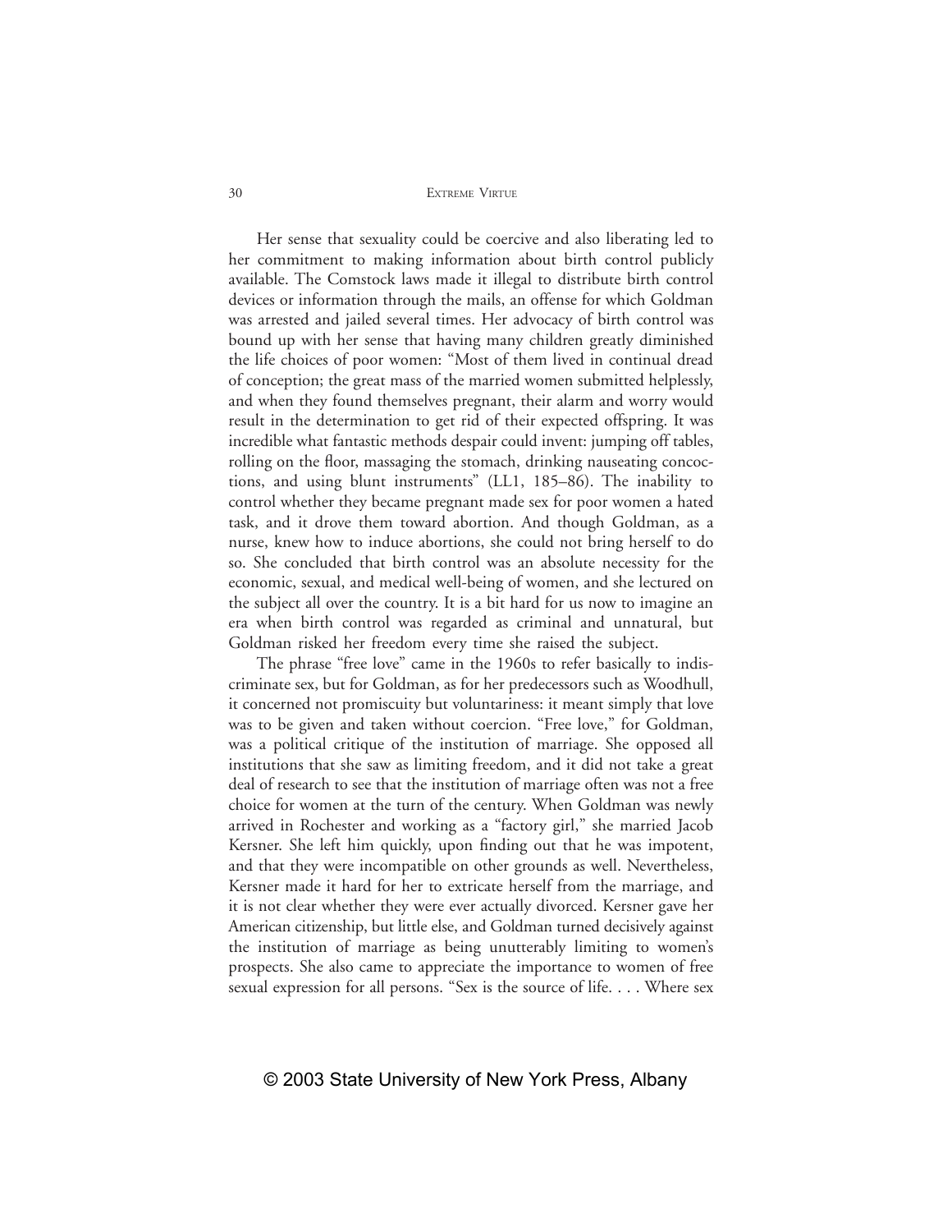Her sense that sexuality could be coercive and also liberating led to her commitment to making information about birth control publicly available. The Comstock laws made it illegal to distribute birth control devices or information through the mails, an offense for which Goldman was arrested and jailed several times. Her advocacy of birth control was bound up with her sense that having many children greatly diminished the life choices of poor women: "Most of them lived in continual dread of conception; the great mass of the married women submitted helplessly, and when they found themselves pregnant, their alarm and worry would result in the determination to get rid of their expected offspring. It was incredible what fantastic methods despair could invent: jumping off tables, rolling on the floor, massaging the stomach, drinking nauseating concoctions, and using blunt instruments" (LL1, 185–86). The inability to control whether they became pregnant made sex for poor women a hated task, and it drove them toward abortion. And though Goldman, as a nurse, knew how to induce abortions, she could not bring herself to do so. She concluded that birth control was an absolute necessity for the economic, sexual, and medical well-being of women, and she lectured on the subject all over the country. It is a bit hard for us now to imagine an era when birth control was regarded as criminal and unnatural, but Goldman risked her freedom every time she raised the subject.

The phrase "free love" came in the 1960s to refer basically to indiscriminate sex, but for Goldman, as for her predecessors such as Woodhull, it concerned not promiscuity but voluntariness: it meant simply that love was to be given and taken without coercion. "Free love," for Goldman, was a political critique of the institution of marriage. She opposed all institutions that she saw as limiting freedom, and it did not take a great deal of research to see that the institution of marriage often was not a free choice for women at the turn of the century. When Goldman was newly arrived in Rochester and working as a "factory girl," she married Jacob Kersner. She left him quickly, upon finding out that he was impotent, and that they were incompatible on other grounds as well. Nevertheless, Kersner made it hard for her to extricate herself from the marriage, and it is not clear whether they were ever actually divorced. Kersner gave her American citizenship, but little else, and Goldman turned decisively against the institution of marriage as being unutterably limiting to women's prospects. She also came to appreciate the importance to women of free sexual expression for all persons. "Sex is the source of life. . . . Where sex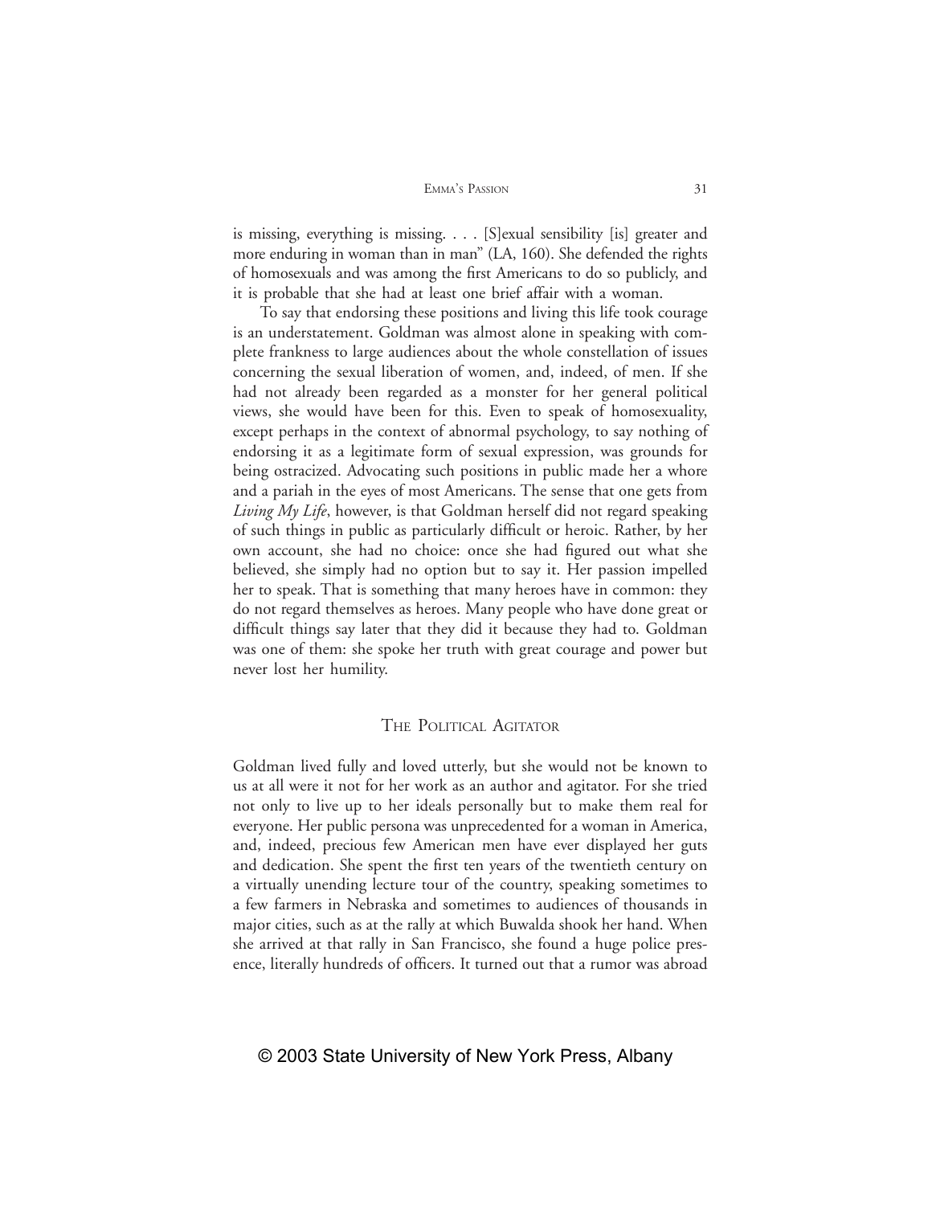is missing, everything is missing. . . . [S]exual sensibility [is] greater and more enduring in woman than in man" (LA, 160). She defended the rights of homosexuals and was among the first Americans to do so publicly, and it is probable that she had at least one brief affair with a woman.

To say that endorsing these positions and living this life took courage is an understatement. Goldman was almost alone in speaking with complete frankness to large audiences about the whole constellation of issues concerning the sexual liberation of women, and, indeed, of men. If she had not already been regarded as a monster for her general political views, she would have been for this. Even to speak of homosexuality, except perhaps in the context of abnormal psychology, to say nothing of endorsing it as a legitimate form of sexual expression, was grounds for being ostracized. Advocating such positions in public made her a whore and a pariah in the eyes of most Americans. The sense that one gets from *Living My Life*, however, is that Goldman herself did not regard speaking of such things in public as particularly difficult or heroic. Rather, by her own account, she had no choice: once she had figured out what she believed, she simply had no option but to say it. Her passion impelled her to speak. That is something that many heroes have in common: they do not regard themselves as heroes. Many people who have done great or difficult things say later that they did it because they had to. Goldman was one of them: she spoke her truth with great courage and power but never lost her humility.

## The Political Agitator

Goldman lived fully and loved utterly, but she would not be known to us at all were it not for her work as an author and agitator. For she tried not only to live up to her ideals personally but to make them real for everyone. Her public persona was unprecedented for a woman in America, and, indeed, precious few American men have ever displayed her guts and dedication. She spent the first ten years of the twentieth century on a virtually unending lecture tour of the country, speaking sometimes to a few farmers in Nebraska and sometimes to audiences of thousands in major cities, such as at the rally at which Buwalda shook her hand. When she arrived at that rally in San Francisco, she found a huge police presence, literally hundreds of officers. It turned out that a rumor was abroad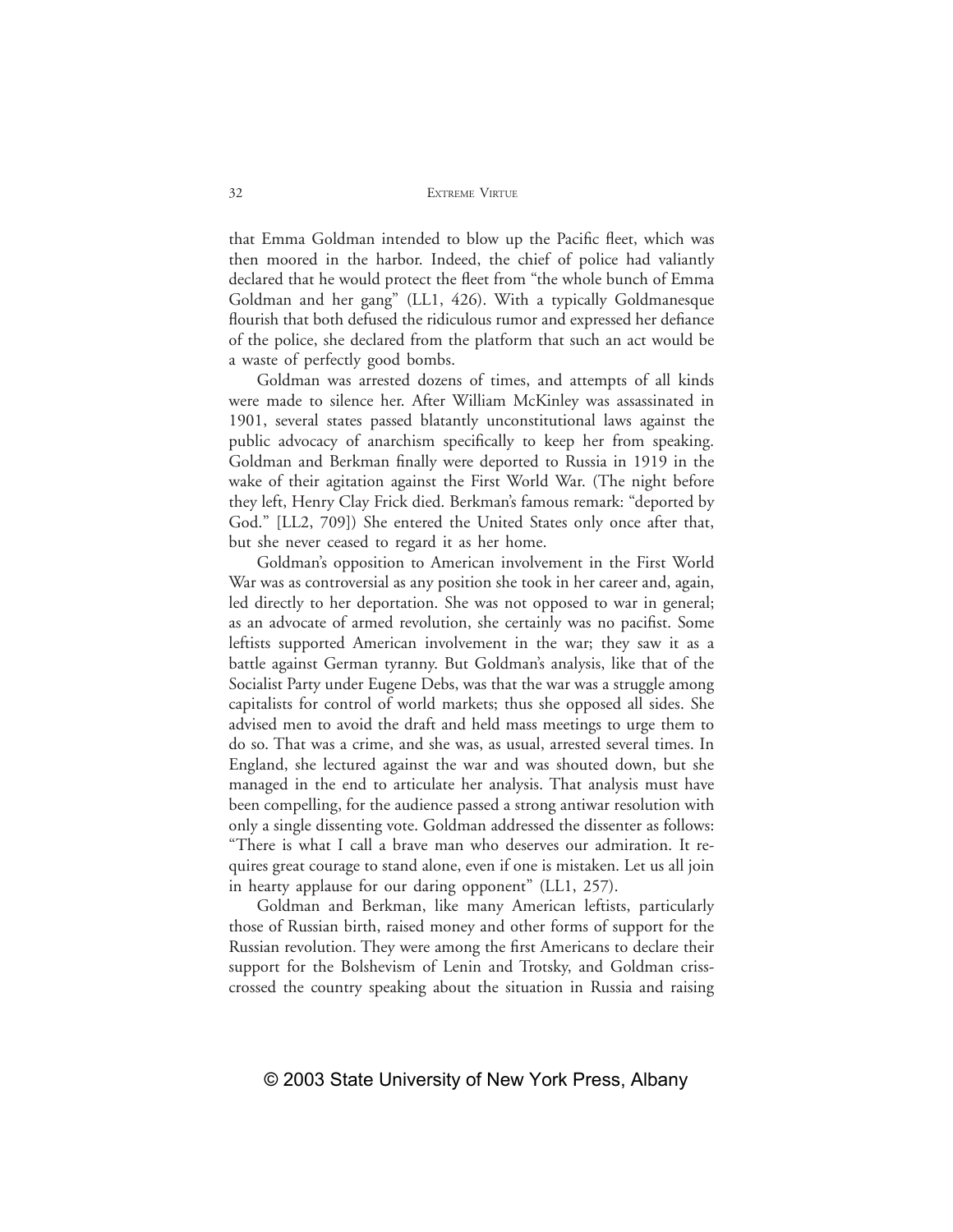that Emma Goldman intended to blow up the Pacific fleet, which was then moored in the harbor. Indeed, the chief of police had valiantly declared that he would protect the fleet from "the whole bunch of Emma Goldman and her gang" (LL1, 426). With a typically Goldmanesque flourish that both defused the ridiculous rumor and expressed her defiance of the police, she declared from the platform that such an act would be a waste of perfectly good bombs.

Goldman was arrested dozens of times, and attempts of all kinds were made to silence her. After William McKinley was assassinated in 1901, several states passed blatantly unconstitutional laws against the public advocacy of anarchism specifically to keep her from speaking. Goldman and Berkman finally were deported to Russia in 1919 in the wake of their agitation against the First World War. (The night before they left, Henry Clay Frick died. Berkman's famous remark: "deported by God." [LL2, 709]) She entered the United States only once after that, but she never ceased to regard it as her home.

Goldman's opposition to American involvement in the First World War was as controversial as any position she took in her career and, again, led directly to her deportation. She was not opposed to war in general; as an advocate of armed revolution, she certainly was no pacifist. Some leftists supported American involvement in the war; they saw it as a battle against German tyranny. But Goldman's analysis, like that of the Socialist Party under Eugene Debs, was that the war was a struggle among capitalists for control of world markets; thus she opposed all sides. She advised men to avoid the draft and held mass meetings to urge them to do so. That was a crime, and she was, as usual, arrested several times. In England, she lectured against the war and was shouted down, but she managed in the end to articulate her analysis. That analysis must have been compelling, for the audience passed a strong antiwar resolution with only a single dissenting vote. Goldman addressed the dissenter as follows: "There is what I call a brave man who deserves our admiration. It requires great courage to stand alone, even if one is mistaken. Let us all join in hearty applause for our daring opponent" (LL1, 257).

Goldman and Berkman, like many American leftists, particularly those of Russian birth, raised money and other forms of support for the Russian revolution. They were among the first Americans to declare their support for the Bolshevism of Lenin and Trotsky, and Goldman crisscrossed the country speaking about the situation in Russia and raising

© 2003 State University of New York Press, Albany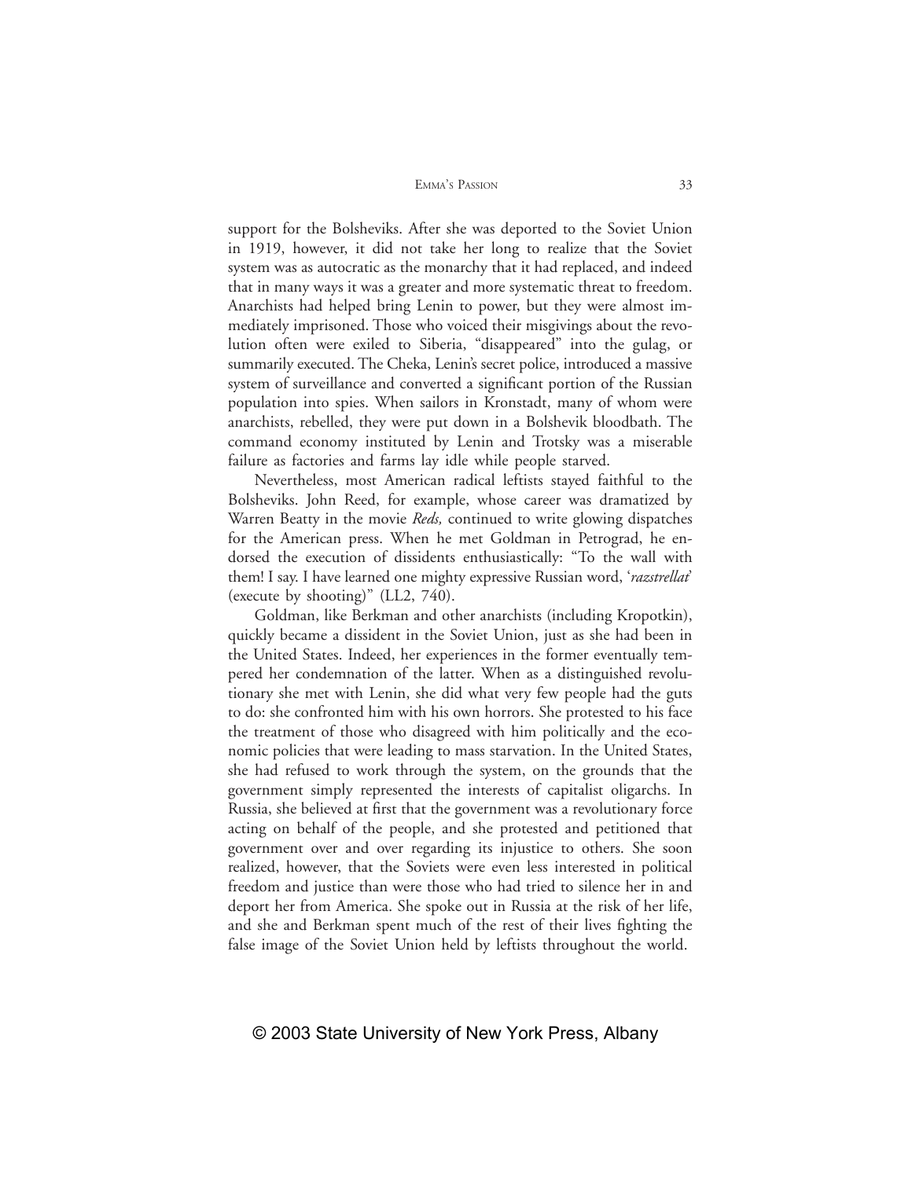support for the Bolsheviks. After she was deported to the Soviet Union in 1919, however, it did not take her long to realize that the Soviet system was as autocratic as the monarchy that it had replaced, and indeed that in many ways it was a greater and more systematic threat to freedom. Anarchists had helped bring Lenin to power, but they were almost immediately imprisoned. Those who voiced their misgivings about the revolution often were exiled to Siberia, "disappeared" into the gulag, or summarily executed. The Cheka, Lenin's secret police, introduced a massive system of surveillance and converted a significant portion of the Russian population into spies. When sailors in Kronstadt, many of whom were anarchists, rebelled, they were put down in a Bolshevik bloodbath. The command economy instituted by Lenin and Trotsky was a miserable failure as factories and farms lay idle while people starved.

Nevertheless, most American radical leftists stayed faithful to the Bolsheviks. John Reed, for example, whose career was dramatized by Warren Beatty in the movie *Reds,* continued to write glowing dispatches for the American press. When he met Goldman in Petrograd, he endorsed the execution of dissidents enthusiastically: "To the wall with them! I say. I have learned one mighty expressive Russian word, '*razstrellat*' (execute by shooting)" (LL2, 740).

Goldman, like Berkman and other anarchists (including Kropotkin), quickly became a dissident in the Soviet Union, just as she had been in the United States. Indeed, her experiences in the former eventually tempered her condemnation of the latter. When as a distinguished revolutionary she met with Lenin, she did what very few people had the guts to do: she confronted him with his own horrors. She protested to his face the treatment of those who disagreed with him politically and the economic policies that were leading to mass starvation. In the United States, she had refused to work through the system, on the grounds that the government simply represented the interests of capitalist oligarchs. In Russia, she believed at first that the government was a revolutionary force acting on behalf of the people, and she protested and petitioned that government over and over regarding its injustice to others. She soon realized, however, that the Soviets were even less interested in political freedom and justice than were those who had tried to silence her in and deport her from America. She spoke out in Russia at the risk of her life, and she and Berkman spent much of the rest of their lives fighting the false image of the Soviet Union held by leftists throughout the world.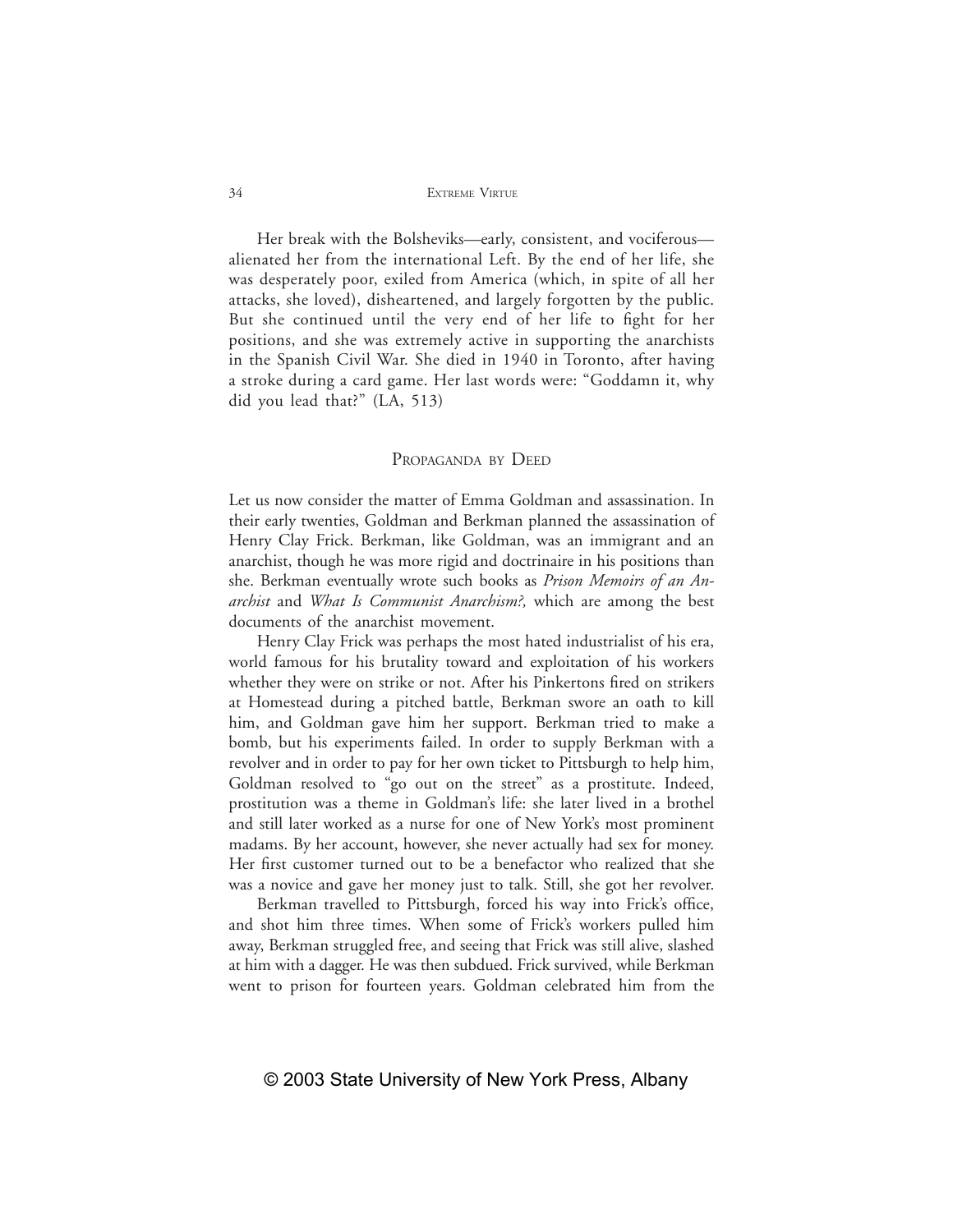Her break with the Bolsheviks—early, consistent, and vociferous—alienated her from the international Left. By the end of her life, she was desperately poor, exiled from America (which, in spite of all her attacks, she loved), disheartened, and largely forgotten by the public. But she continued until the very end of her life to fight for her positions, and she was extremely active in supporting the anarchists in the Spanish Civil War. She died in 1940 in Toronto, after having a stroke during a card game. Her last words were: "Goddamn it, why did you lead that?" (LA, 513)

## Propaganda by Deed

Let us now consider the matter of Emma Goldman and assassination. In their early twenties, Goldman and Berkman planned the assassination of Henry Clay Frick. Berkman, like Goldman, was an immigrant and an anarchist, though he was more rigid and doctrinaire in his positions than she. Berkman eventually wrote such books as *Prison Memoirs of an Anarchist* and *What Is Communist Anarchism?,* which are among the best documents of the anarchist movement.

Henry Clay Frick was perhaps the most hated industrialist of his era, world famous for his brutality toward and exploitation of his workers whether they were on strike or not. After his Pinkertons fired on strikers at Homestead during a pitched battle, Berkman swore an oath to kill him, and Goldman gave him her support. Berkman tried to make a bomb, but his experiments failed. In order to supply Berkman with a revolver and in order to pay for her own ticket to Pittsburgh to help him, Goldman resolved to "go out on the street" as a prostitute. Indeed, prostitution was a theme in Goldman's life: she later lived in a brothel and still later worked as a nurse for one of New York's most prominent madams. By her account, however, she never actually had sex for money. Her first customer turned out to be a benefactor who realized that she was a novice and gave her money just to talk. Still, she got her revolver.

Berkman travelled to Pittsburgh, forced his way into Frick's office, and shot him three times. When some of Frick's workers pulled him away, Berkman struggled free, and seeing that Frick was still alive, slashed at him with a dagger. He was then subdued. Frick survived, while Berkman went to prison for fourteen years. Goldman celebrated him from the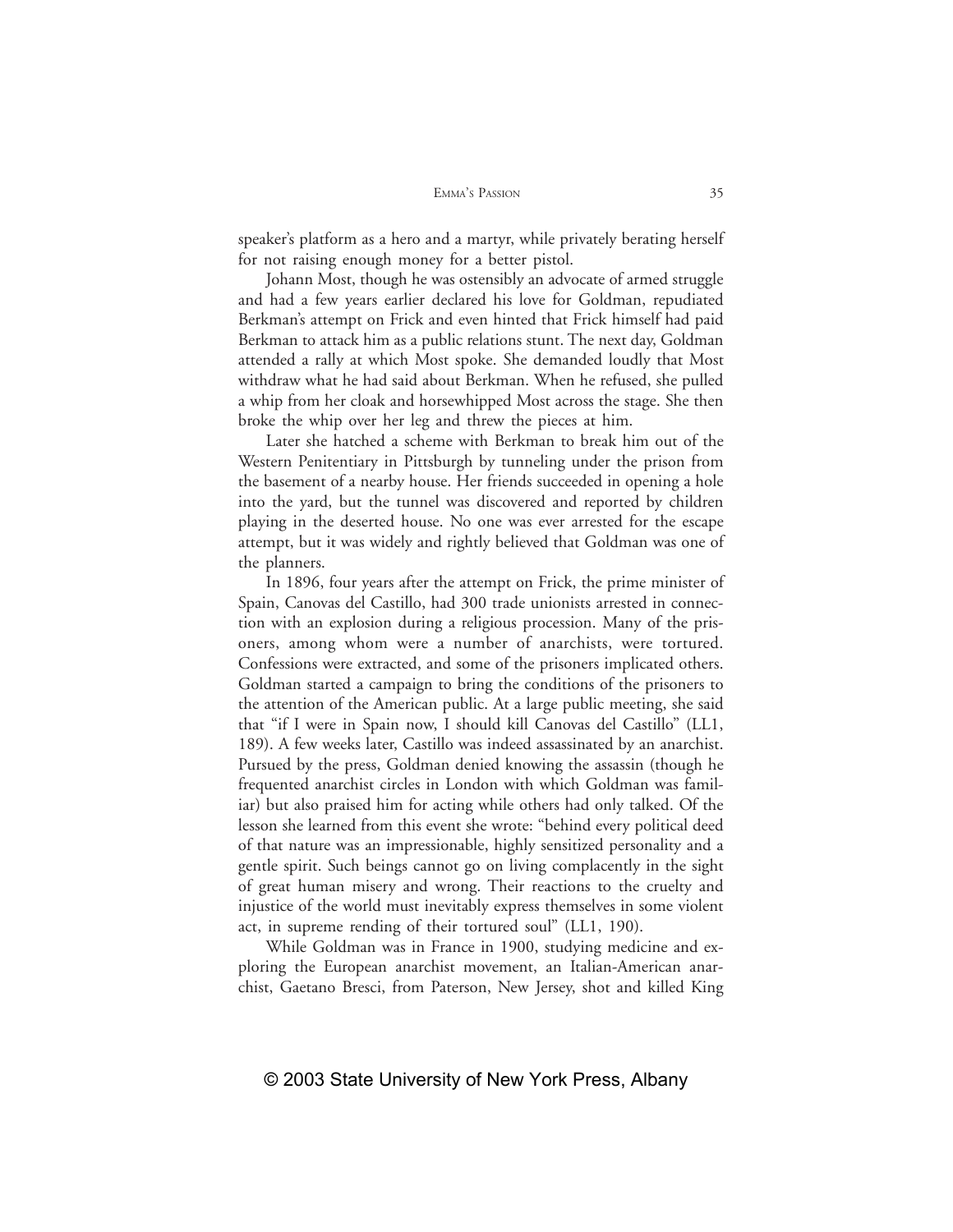speaker's platform as a hero and a martyr, while privately berating herself for not raising enough money for a better pistol.

Johann Most, though he was ostensibly an advocate of armed struggle and had a few years earlier declared his love for Goldman, repudiated Berkman's attempt on Frick and even hinted that Frick himself had paid Berkman to attack him as a public relations stunt. The next day, Goldman attended a rally at which Most spoke. She demanded loudly that Most withdraw what he had said about Berkman. When he refused, she pulled a whip from her cloak and horsewhipped Most across the stage. She then broke the whip over her leg and threw the pieces at him.

Later she hatched a scheme with Berkman to break him out of the Western Penitentiary in Pittsburgh by tunneling under the prison from the basement of a nearby house. Her friends succeeded in opening a hole into the yard, but the tunnel was discovered and reported by children playing in the deserted house. No one was ever arrested for the escape attempt, but it was widely and rightly believed that Goldman was one of the planners.

In 1896, four years after the attempt on Frick, the prime minister of Spain, Canovas del Castillo, had 300 trade unionists arrested in connection with an explosion during a religious procession. Many of the prisoners, among whom were a number of anarchists, were tortured. Confessions were extracted, and some of the prisoners implicated others. Goldman started a campaign to bring the conditions of the prisoners to the attention of the American public. At a large public meeting, she said that "if I were in Spain now, I should kill Canovas del Castillo" (LL1, 189). A few weeks later, Castillo was indeed assassinated by an anarchist. Pursued by the press, Goldman denied knowing the assassin (though he frequented anarchist circles in London with which Goldman was familiar) but also praised him for acting while others had only talked. Of the lesson she learned from this event she wrote: "behind every political deed of that nature was an impressionable, highly sensitized personality and a gentle spirit. Such beings cannot go on living complacently in the sight of great human misery and wrong. Their reactions to the cruelty and injustice of the world must inevitably express themselves in some violent act, in supreme rending of their tortured soul" (LL1, 190).

While Goldman was in France in 1900, studying medicine and exploring the European anarchist movement, an Italian-American anarchist, Gaetano Bresci, from Paterson, New Jersey, shot and killed King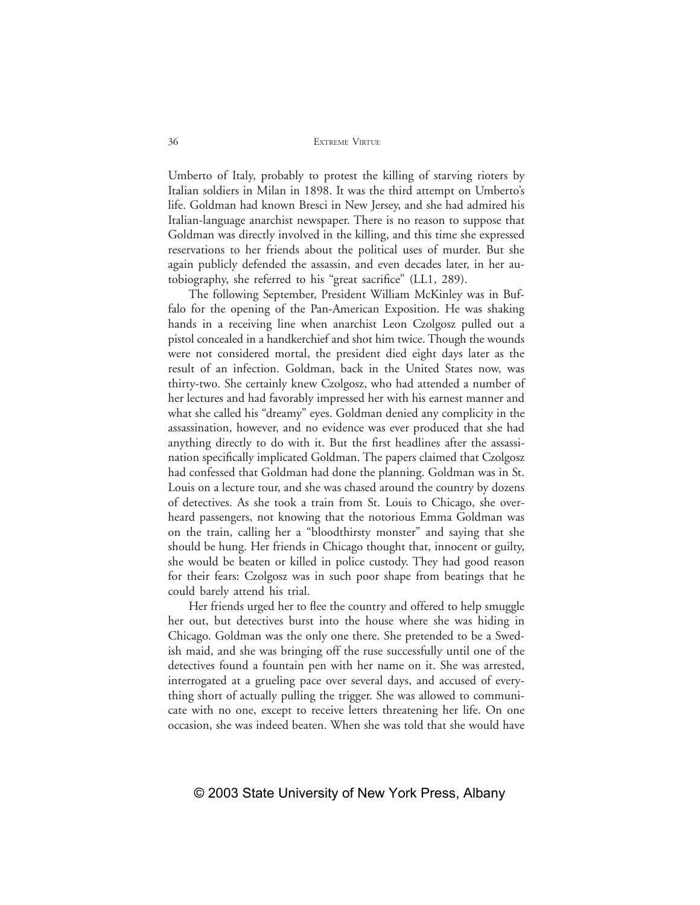Umberto of Italy, probably to protest the killing of starving rioters by Italian soldiers in Milan in 1898. It was the third attempt on Umberto's life. Goldman had known Bresci in New Jersey, and she had admired his Italian-language anarchist newspaper. There is no reason to suppose that Goldman was directly involved in the killing, and this time she expressed reservations to her friends about the political uses of murder. But she again publicly defended the assassin, and even decades later, in her autobiography, she referred to his "great sacrifice" (LL1, 289).

The following September, President William McKinley was in Buffalo for the opening of the Pan-American Exposition. He was shaking hands in a receiving line when anarchist Leon Czolgosz pulled out a pistol concealed in a handkerchief and shot him twice. Though the wounds were not considered mortal, the president died eight days later as the result of an infection. Goldman, back in the United States now, was thirty-two. She certainly knew Czolgosz, who had attended a number of her lectures and had favorably impressed her with his earnest manner and what she called his "dreamy" eyes. Goldman denied any complicity in the assassination, however, and no evidence was ever produced that she had anything directly to do with it. But the first headlines after the assassination specifically implicated Goldman. The papers claimed that Czolgosz had confessed that Goldman had done the planning. Goldman was in St. Louis on a lecture tour, and she was chased around the country by dozens of detectives. As she took a train from St. Louis to Chicago, she overheard passengers, not knowing that the notorious Emma Goldman was on the train, calling her a "bloodthirsty monster" and saying that she should be hung. Her friends in Chicago thought that, innocent or guilty, she would be beaten or killed in police custody. They had good reason for their fears: Czolgosz was in such poor shape from beatings that he could barely attend his trial.

Her friends urged her to flee the country and offered to help smuggle her out, but detectives burst into the house where she was hiding in Chicago. Goldman was the only one there. She pretended to be a Swedish maid, and she was bringing off the ruse successfully until one of the detectives found a fountain pen with her name on it. She was arrested, interrogated at a grueling pace over several days, and accused of everything short of actually pulling the trigger. She was allowed to communicate with no one, except to receive letters threatening her life. On one occasion, she was indeed beaten. When she was told that she would have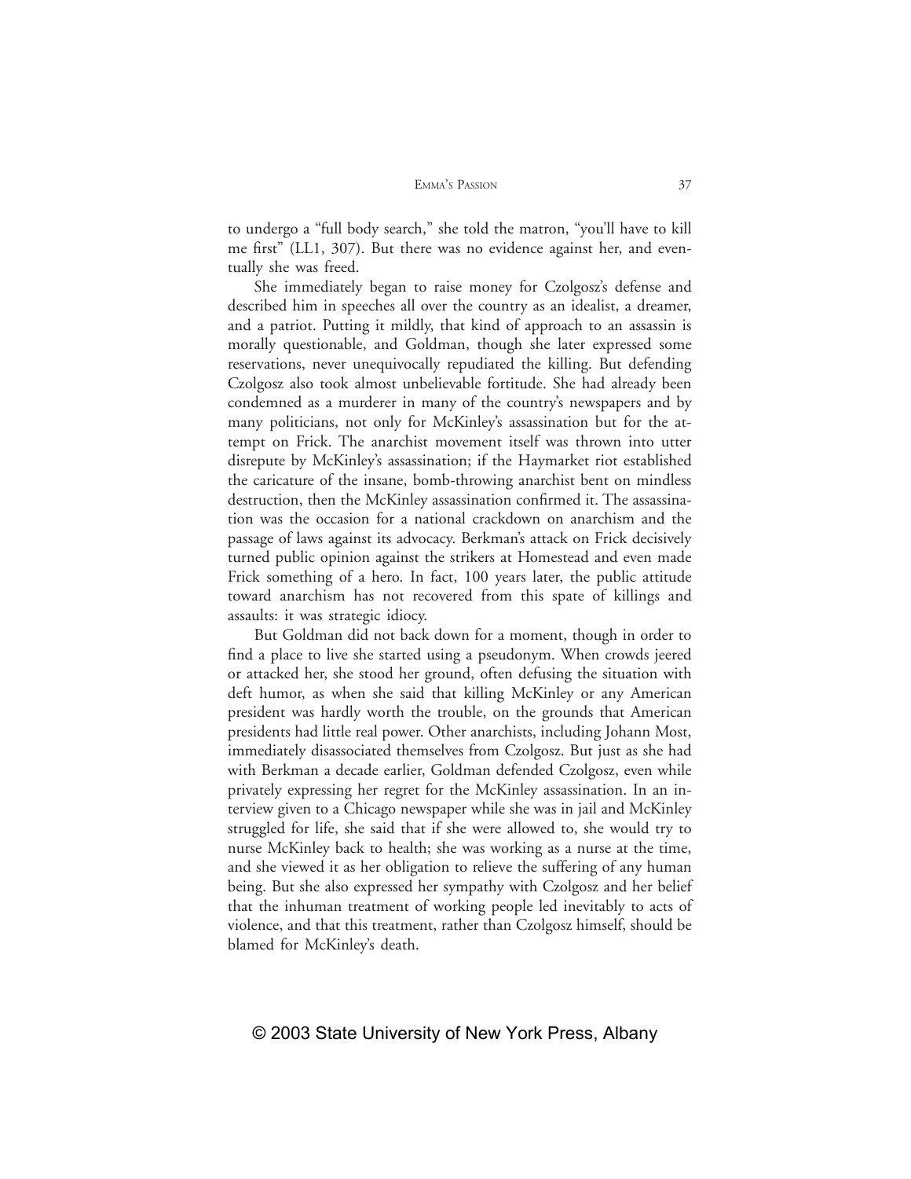to undergo a "full body search," she told the matron, "you'll have to kill me first" (LL1, 307). But there was no evidence against her, and eventually she was freed.

She immediately began to raise money for Czolgosz's defense and described him in speeches all over the country as an idealist, a dreamer, and a patriot. Putting it mildly, that kind of approach to an assassin is morally questionable, and Goldman, though she later expressed some reservations, never unequivocally repudiated the killing. But defending Czolgosz also took almost unbelievable fortitude. She had already been condemned as a murderer in many of the country's newspapers and by many politicians, not only for McKinley's assassination but for the attempt on Frick. The anarchist movement itself was thrown into utter disrepute by McKinley's assassination; if the Haymarket riot established the caricature of the insane, bomb-throwing anarchist bent on mindless destruction, then the McKinley assassination confirmed it. The assassination was the occasion for a national crackdown on anarchism and the passage of laws against its advocacy. Berkman's attack on Frick decisively turned public opinion against the strikers at Homestead and even made Frick something of a hero. In fact, 100 years later, the public attitude toward anarchism has not recovered from this spate of killings and assaults: it was strategic idiocy.

But Goldman did not back down for a moment, though in order to find a place to live she started using a pseudonym. When crowds jeered or attacked her, she stood her ground, often defusing the situation with deft humor, as when she said that killing McKinley or any American president was hardly worth the trouble, on the grounds that American presidents had little real power. Other anarchists, including Johann Most, immediately disassociated themselves from Czolgosz. But just as she had with Berkman a decade earlier, Goldman defended Czolgosz, even while privately expressing her regret for the McKinley assassination. In an interview given to a Chicago newspaper while she was in jail and McKinley struggled for life, she said that if she were allowed to, she would try to nurse McKinley back to health; she was working as a nurse at the time, and she viewed it as her obligation to relieve the suffering of any human being. But she also expressed her sympathy with Czolgosz and her belief that the inhuman treatment of working people led inevitably to acts of violence, and that this treatment, rather than Czolgosz himself, should be blamed for McKinley's death.

© 2003 State University of New York Press, Albany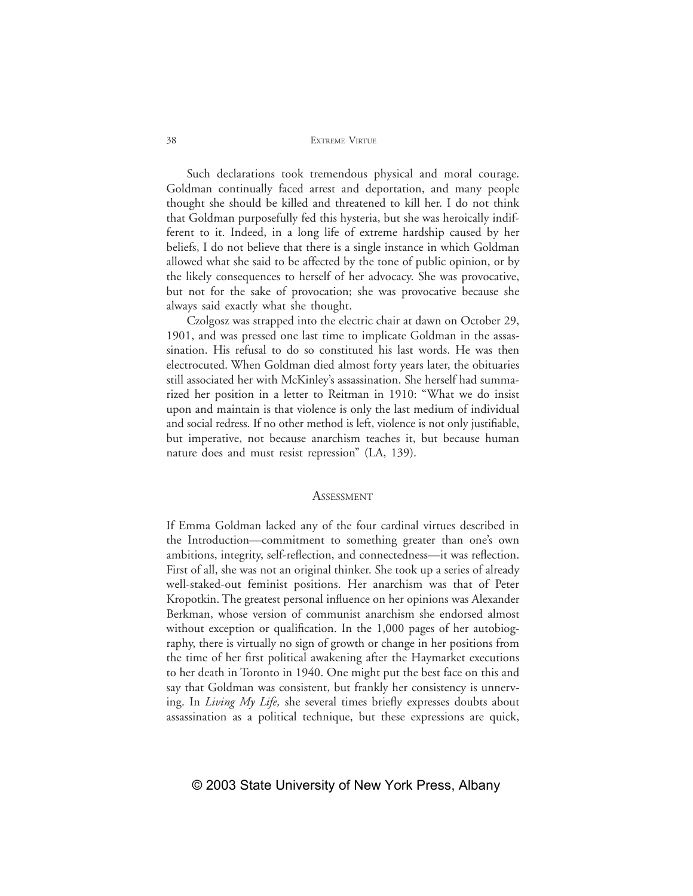Such declarations took tremendous physical and moral courage. Goldman continually faced arrest and deportation, and many people thought she should be killed and threatened to kill her. I do not think that Goldman purposefully fed this hysteria, but she was heroically indifferent to it. Indeed, in a long life of extreme hardship caused by her beliefs, I do not believe that there is a single instance in which Goldman allowed what she said to be affected by the tone of public opinion, or by the likely consequences to herself of her advocacy. She was provocative, but not for the sake of provocation; she was provocative because she always said exactly what she thought.

Czolgosz was strapped into the electric chair at dawn on October 29, 1901, and was pressed one last time to implicate Goldman in the assassination. His refusal to do so constituted his last words. He was then electrocuted. When Goldman died almost forty years later, the obituaries still associated her with McKinley's assassination. She herself had summarized her position in a letter to Reitman in 1910: "What we do insist upon and maintain is that violence is only the last medium of individual and social redress. If no other method is left, violence is not only justifiable, but imperative, not because anarchism teaches it, but because human nature does and must resist repression" (LA, 139).

## Assessment

If Emma Goldman lacked any of the four cardinal virtues described in the Introduction—commitment to something greater than one's own ambitions, integrity, self-reflection, and connectedness—it was reflection. First of all, she was not an original thinker. She took up a series of already well-staked-out feminist positions. Her anarchism was that of Peter Kropotkin. The greatest personal influence on her opinions was Alexander Berkman, whose version of communist anarchism she endorsed almost without exception or qualification. In the 1,000 pages of her autobiography, there is virtually no sign of growth or change in her positions from the time of her first political awakening after the Haymarket executions to her death in Toronto in 1940. One might put the best face on this and say that Goldman was consistent, but frankly her consistency is unnerving. In *Living My Life,* she several times briefly expresses doubts about assassination as a political technique, but these expressions are quick,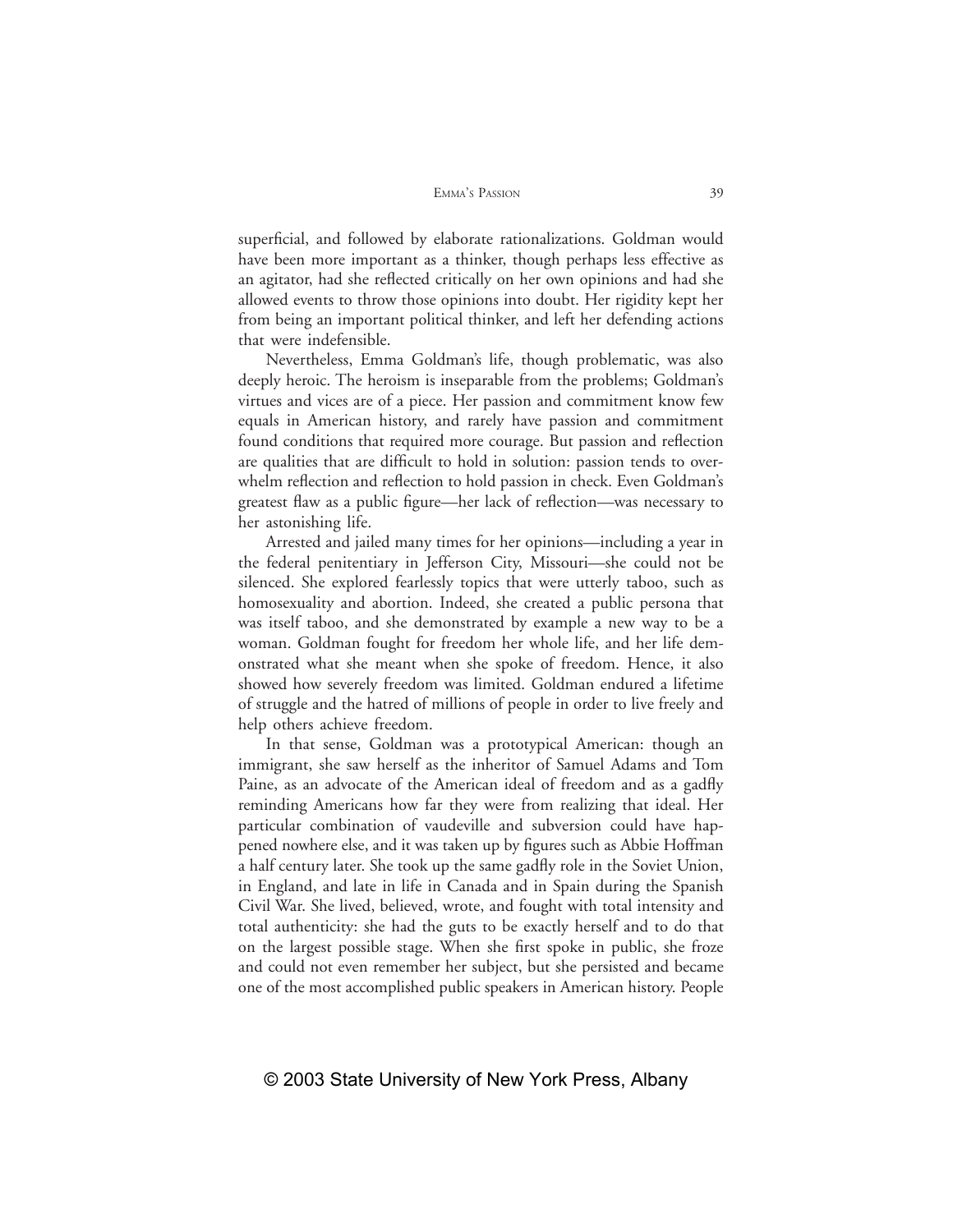superficial, and followed by elaborate rationalizations. Goldman would have been more important as a thinker, though perhaps less effective as an agitator, had she reflected critically on her own opinions and had she allowed events to throw those opinions into doubt. Her rigidity kept her from being an important political thinker, and left her defending actions that were indefensible.

Nevertheless, Emma Goldman's life, though problematic, was also deeply heroic. The heroism is inseparable from the problems; Goldman's virtues and vices are of a piece. Her passion and commitment know few equals in American history, and rarely have passion and commitment found conditions that required more courage. But passion and reflection are qualities that are difficult to hold in solution: passion tends to overwhelm reflection and reflection to hold passion in check. Even Goldman's greatest flaw as a public figure—her lack of reflection—was necessary to her astonishing life.

Arrested and jailed many times for her opinions—including a year in the federal penitentiary in Jefferson City, Missouri—she could not be silenced. She explored fearlessly topics that were utterly taboo, such as homosexuality and abortion. Indeed, she created a public persona that was itself taboo, and she demonstrated by example a new way to be a woman. Goldman fought for freedom her whole life, and her life demonstrated what she meant when she spoke of freedom. Hence, it also showed how severely freedom was limited. Goldman endured a lifetime of struggle and the hatred of millions of people in order to live freely and help others achieve freedom.

In that sense, Goldman was a prototypical American: though an immigrant, she saw herself as the inheritor of Samuel Adams and Tom Paine, as an advocate of the American ideal of freedom and as a gadfly reminding Americans how far they were from realizing that ideal. Her particular combination of vaudeville and subversion could have happened nowhere else, and it was taken up by figures such as Abbie Hoffman a half century later. She took up the same gadfly role in the Soviet Union, in England, and late in life in Canada and in Spain during the Spanish Civil War. She lived, believed, wrote, and fought with total intensity and total authenticity: she had the guts to be exactly herself and to do that on the largest possible stage. When she first spoke in public, she froze and could not even remember her subject, but she persisted and became one of the most accomplished public speakers in American history. People

© 2003 State University of New York Press, Albany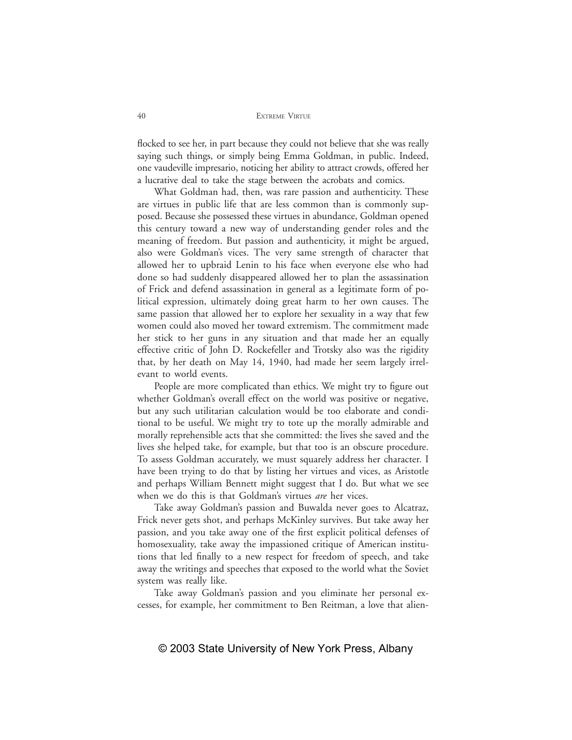flocked to see her, in part because they could not believe that she was really saying such things, or simply being Emma Goldman, in public. Indeed, one vaudeville impresario, noticing her ability to attract crowds, offered her a lucrative deal to take the stage between the acrobats and comics.

What Goldman had, then, was rare passion and authenticity. These are virtues in public life that are less common than is commonly supposed. Because she possessed these virtues in abundance, Goldman opened this century toward a new way of understanding gender roles and the meaning of freedom. But passion and authenticity, it might be argued, also were Goldman's vices. The very same strength of character that allowed her to upbraid Lenin to his face when everyone else who had done so had suddenly disappeared allowed her to plan the assassination of Frick and defend assassination in general as a legitimate form of political expression, ultimately doing great harm to her own causes. The same passion that allowed her to explore her sexuality in a way that few women could also moved her toward extremism. The commitment made her stick to her guns in any situation and that made her an equally effective critic of John D. Rockefeller and Trotsky also was the rigidity that, by her death on May 14, 1940, had made her seem largely irrelevant to world events.

People are more complicated than ethics. We might try to figure out whether Goldman's overall effect on the world was positive or negative, but any such utilitarian calculation would be too elaborate and conditional to be useful. We might try to tote up the morally admirable and morally reprehensible acts that she committed: the lives she saved and the lives she helped take, for example, but that too is an obscure procedure. To assess Goldman accurately, we must squarely address her character. I have been trying to do that by listing her virtues and vices, as Aristotle and perhaps William Bennett might suggest that I do. But what we see when we do this is that Goldman's virtues *are* her vices.

Take away Goldman's passion and Buwalda never goes to Alcatraz, Frick never gets shot, and perhaps McKinley survives. But take away her passion, and you take away one of the first explicit political defenses of homosexuality, take away the impassioned critique of American institutions that led finally to a new respect for freedom of speech, and take away the writings and speeches that exposed to the world what the Soviet system was really like.

Take away Goldman's passion and you eliminate her personal excesses, for example, her commitment to Ben Reitman, a love that alien-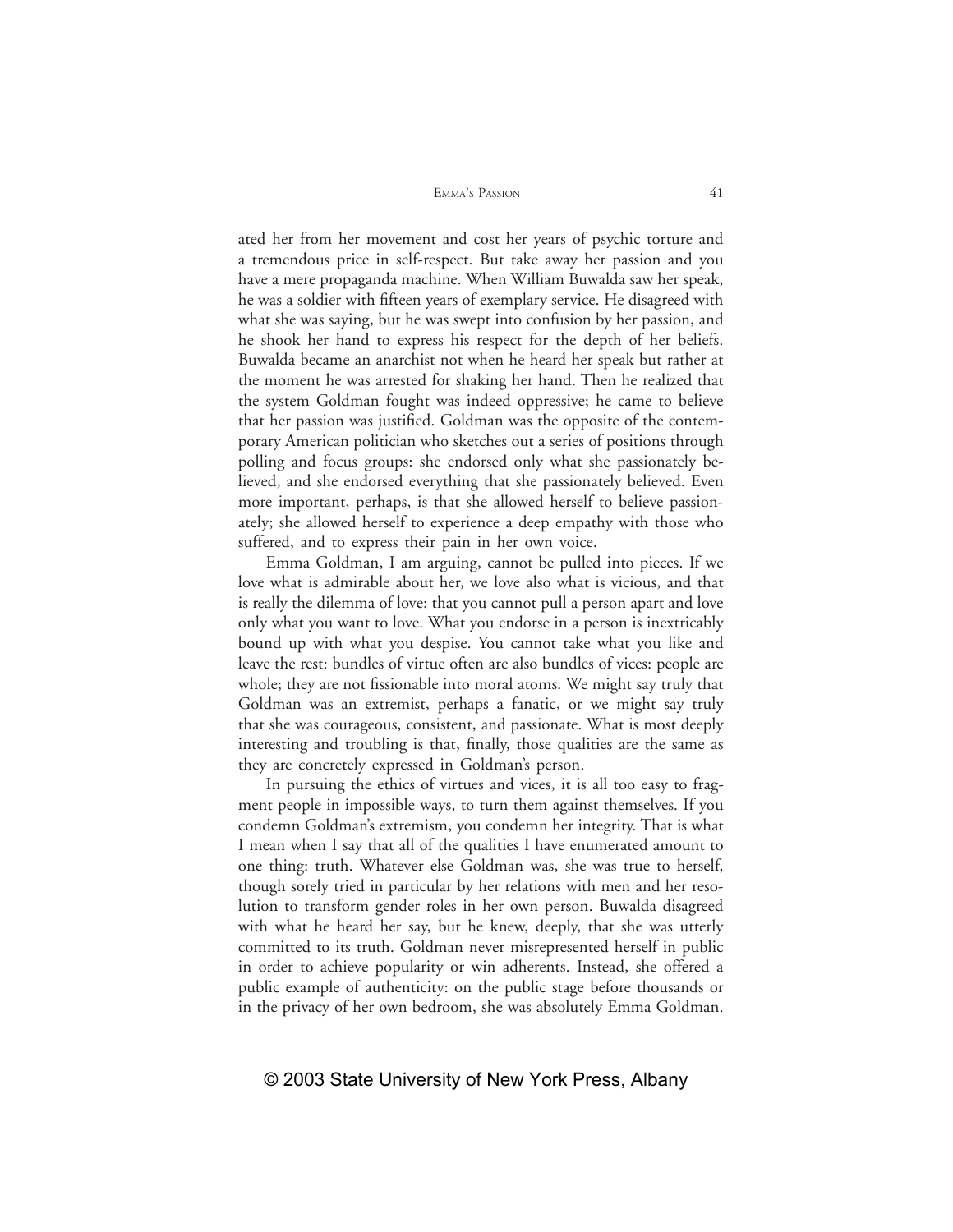ated her from her movement and cost her years of psychic torture and a tremendous price in self-respect. But take away her passion and you have a mere propaganda machine. When William Buwalda saw her speak, he was a soldier with fifteen years of exemplary service. He disagreed with what she was saying, but he was swept into confusion by her passion, and he shook her hand to express his respect for the depth of her beliefs. Buwalda became an anarchist not when he heard her speak but rather at the moment he was arrested for shaking her hand. Then he realized that the system Goldman fought was indeed oppressive; he came to believe that her passion was justified. Goldman was the opposite of the contemporary American politician who sketches out a series of positions through polling and focus groups: she endorsed only what she passionately believed, and she endorsed everything that she passionately believed. Even more important, perhaps, is that she allowed herself to believe passionately; she allowed herself to experience a deep empathy with those who suffered, and to express their pain in her own voice.

Emma Goldman, I am arguing, cannot be pulled into pieces. If we love what is admirable about her, we love also what is vicious, and that is really the dilemma of love: that you cannot pull a person apart and love only what you want to love. What you endorse in a person is inextricably bound up with what you despise. You cannot take what you like and leave the rest: bundles of virtue often are also bundles of vices: people are whole; they are not fissionable into moral atoms. We might say truly that Goldman was an extremist, perhaps a fanatic, or we might say truly that she was courageous, consistent, and passionate. What is most deeply interesting and troubling is that, finally, those qualities are the same as they are concretely expressed in Goldman's person.

In pursuing the ethics of virtues and vices, it is all too easy to fragment people in impossible ways, to turn them against themselves. If you condemn Goldman's extremism, you condemn her integrity. That is what I mean when I say that all of the qualities I have enumerated amount to one thing: truth. Whatever else Goldman was, she was true to herself, though sorely tried in particular by her relations with men and her resolution to transform gender roles in her own person. Buwalda disagreed with what he heard her say, but he knew, deeply, that she was utterly committed to its truth. Goldman never misrepresented herself in public in order to achieve popularity or win adherents. Instead, she offered a public example of authenticity: on the public stage before thousands or in the privacy of her own bedroom, she was absolutely Emma Goldman.

© 2003 State University of New York Press, Albany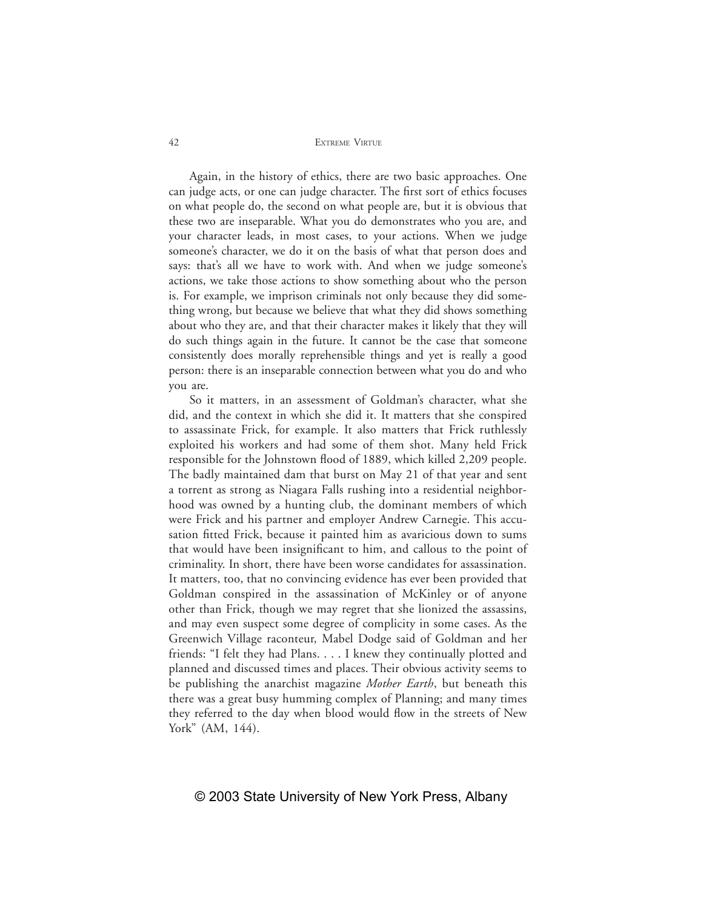Again, in the history of ethics, there are two basic approaches. One can judge acts, or one can judge character. The first sort of ethics focuses on what people do, the second on what people are, but it is obvious that these two are inseparable. What you do demonstrates who you are, and your character leads, in most cases, to your actions. When we judge someone's character, we do it on the basis of what that person does and says: that's all we have to work with. And when we judge someone's actions, we take those actions to show something about who the person is. For example, we imprison criminals not only because they did something wrong, but because we believe that what they did shows something about who they are, and that their character makes it likely that they will do such things again in the future. It cannot be the case that someone consistently does morally reprehensible things and yet is really a good person: there is an inseparable connection between what you do and who you are.

So it matters, in an assessment of Goldman's character, what she did, and the context in which she did it. It matters that she conspired to assassinate Frick, for example. It also matters that Frick ruthlessly exploited his workers and had some of them shot. Many held Frick responsible for the Johnstown flood of 1889, which killed 2,209 people. The badly maintained dam that burst on May 21 of that year and sent a torrent as strong as Niagara Falls rushing into a residential neighborhood was owned by a hunting club, the dominant members of which were Frick and his partner and employer Andrew Carnegie. This accusation fitted Frick, because it painted him as avaricious down to sums that would have been insignificant to him, and callous to the point of criminality. In short, there have been worse candidates for assassination. It matters, too, that no convincing evidence has ever been provided that Goldman conspired in the assassination of McKinley or of anyone other than Frick, though we may regret that she lionized the assassins, and may even suspect some degree of complicity in some cases. As the Greenwich Village raconteur, Mabel Dodge said of Goldman and her friends: "I felt they had Plans. . . . I knew they continually plotted and planned and discussed times and places. Their obvious activity seems to be publishing the anarchist magazine *Mother Earth*, but beneath this there was a great busy humming complex of Planning; and many times they referred to the day when blood would flow in the streets of New York" (AM, 144).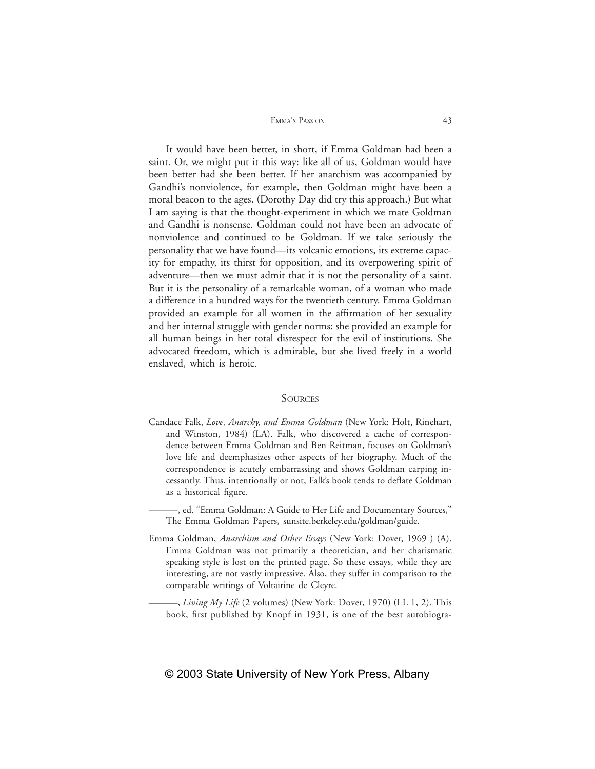It would have been better, in short, if Emma Goldman had been a saint. Or, we might put it this way: like all of us, Goldman would have been better had she been better. If her anarchism was accompanied by Gandhi's nonviolence, for example, then Goldman might have been a moral beacon to the ages. (Dorothy Day did try this approach.) But what I am saying is that the thought-experiment in which we mate Goldman and Gandhi is nonsense. Goldman could not have been an advocate of nonviolence and continued to be Goldman. If we take seriously the personality that we have found—its volcanic emotions, its extreme capacity for empathy, its thirst for opposition, and its overpowering spirit of adventure—then we must admit that it is not the personality of a saint. But it is the personality of a remarkable woman, of a woman who made a difference in a hundred ways for the twentieth century. Emma Goldman provided an example for all women in the affirmation of her sexuality and her internal struggle with gender norms; she provided an example for all human beings in her total disrespect for the evil of institutions. She advocated freedom, which is admirable, but she lived freely in a world enslaved, which is heroic.

## Sources

Candace Falk, *Love, Anarchy, and Emma Goldman* (New York: Holt, Rinehart, and Winston, 1984) (LA). Falk, who discovered a cache of correspondence between Emma Goldman and Ben Reitman, focuses on Goldman's love life and deemphasizes other aspects of her biography. Much of the correspondence is acutely embarrassing and shows Goldman carping incessantly. Thus, intentionally or not, Falk's book tends to deflate Goldman as a historical figure.

———, ed. "Emma Goldman: A Guide to Her Life and Documentary Sources," The Emma Goldman Papers, sunsite.berkeley.edu/goldman/guide.

Emma Goldman, *Anarchism and Other Essays* (New York: Dover, 1969 ) (A). Emma Goldman was not primarily a theoretician, and her charismatic speaking style is lost on the printed page. So these essays, while they are interesting, are not vastly impressive. Also, they suffer in comparison to the comparable writings of Voltairine de Cleyre.

———, *Living My Life* (2 volumes) (New York: Dover, 1970) (LL 1, 2). This book, first published by Knopf in 1931, is one of the best autobiogra-

© 2003 State University of New York Press, Albany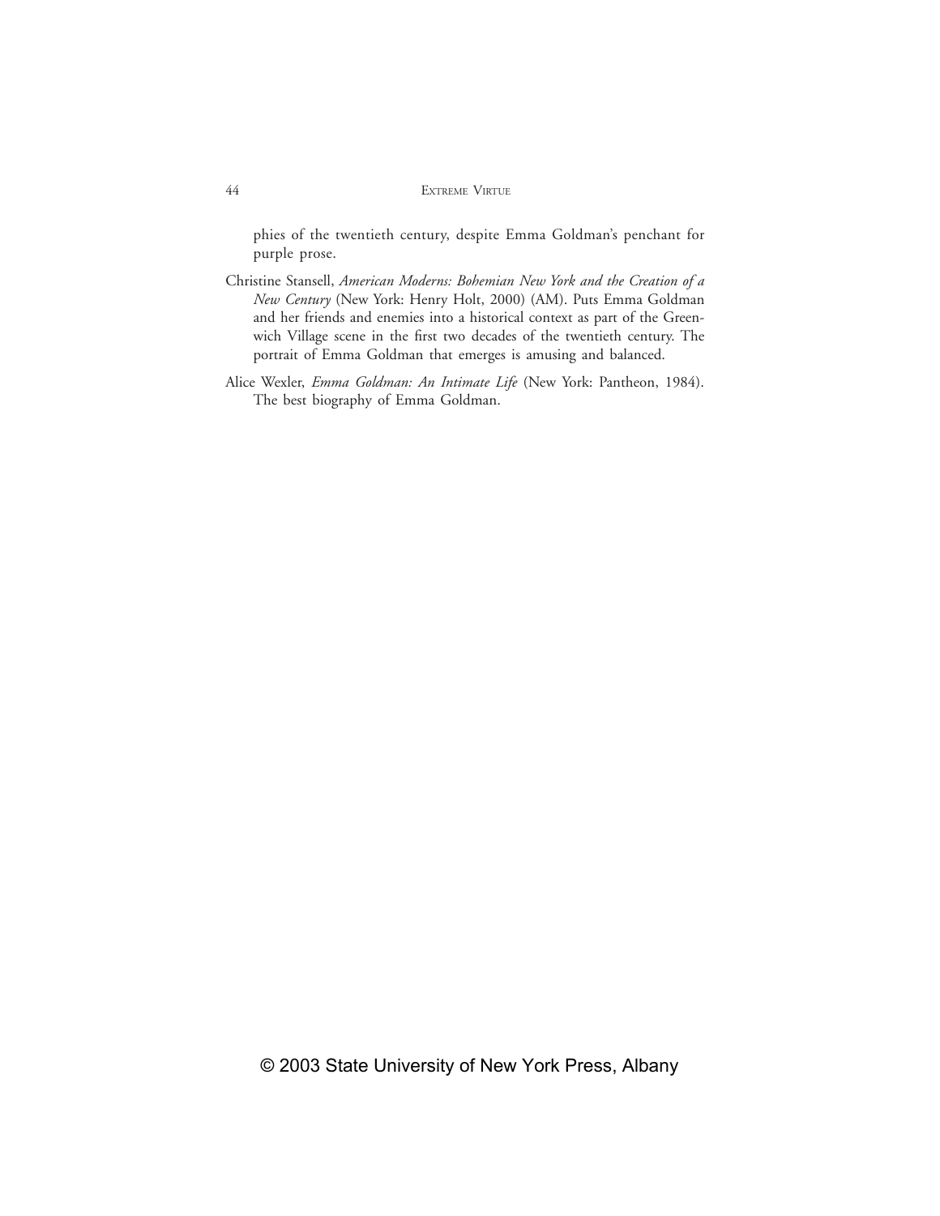phies of the twentieth century, despite Emma Goldman's penchant for purple prose.

Christine Stansell, *American Moderns: Bohemian New York and the Creation of a New Century* (New York: Henry Holt, 2000) (AM). Puts Emma Goldman and her friends and enemies into a historical context as part of the Greenwich Village scene in the first two decades of the twentieth century. The portrait of Emma Goldman that emerges is amusing and balanced.

Alice Wexler, *Emma Goldman: An Intimate Life* (New York: Pantheon, 1984). The best biography of Emma Goldman.

© 2003 State University of New York Press, Albany